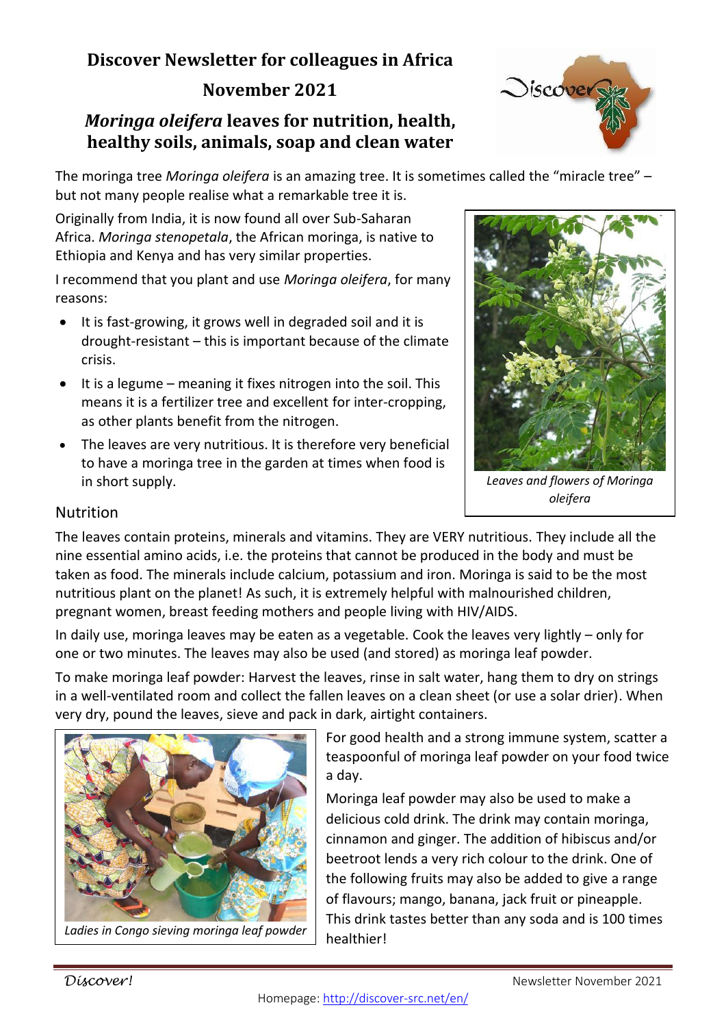# Discover Newsletter for colleagues in Africa

## November 2021

## *Moringa oleifera* leaves for nutrition, health, healthy soils, animals, soap and clean water

The moringa tree *Moringa oleifera* is an amazing tree. It is sometimes called the "miracle tree" – but not many people realise what a remarkable tree it is.

Originally from India, it is now found all over Sub-Saharan Africa. *Moringa stenopetala*, the African moringa, is native to Ethiopia and Kenya and has very similar properties.

I recommend that you plant and use *Moringa oleifera*, for many reasons:

- It is fast-growing, it grows well in degraded soil and it is drought-resistant – this is important because of the climate crisis.
- It is a legume – meaning it fixes nitrogen into the soil. This means it is a fertilizer tree and excellent for inter-cropping, as other plants benefit from the nitrogen.
- The leaves are very nutritious. It is therefore very beneficial to have a moringa tree in the garden at times when food is in short supply.

*Leaves and flowers of Moringa oleifera*

### Nutrition

The leaves contain proteins, minerals and vitamins. They are VERY nutritious. They include all the nine essential amino acids, i.e. the proteins that cannot be produced in the body and must be taken as food. The minerals include calcium, potassium and iron. Moringa is said to be the most nutritious plant on the planet! As such, it is extremely helpful with malnourished children, pregnant women, breast feeding mothers and people living with HIV/AIDS.

In daily use, moringa leaves may be eaten as a vegetable. Cook the leaves very lightly – only for one or two minutes. The leaves may also be used (and stored) as moringa leaf powder.

To make moringa leaf powder: Harvest the leaves, rinse in salt water, hang them to dry on strings in a well-ventilated room and collect the fallen leaves on a clean sheet (or use a solar drier). When very dry, pound the leaves, sieve and pack in dark, airtight containers.

*Ladies in Congo sieving moringa leaf powder*

For good health and a strong immune system, scatter a teaspoonful of moringa leaf powder on your food twice a day.

Moringa leaf powder may also be used to make a delicious cold drink. The drink may contain moringa, cinnamon and ginger. The addition of hibiscus and/or beetroot lends a very rich colour to the drink. One of the following fruits may also be added to give a range of flavours; mango, banana, jack fruit or pineapple. This drink tastes better than any soda and is 100 times healthier!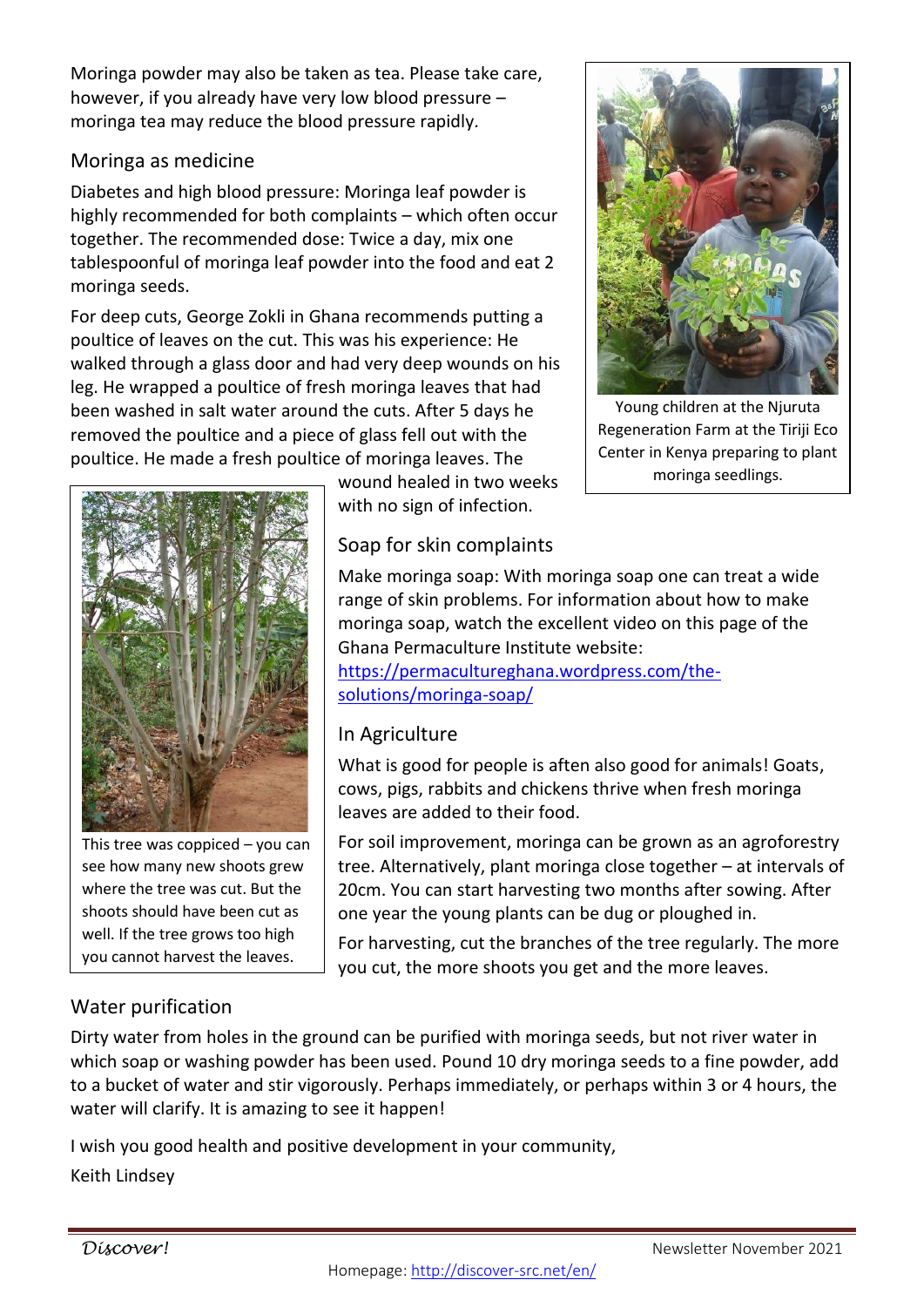Moringa powder may also be taken as tea. Please take care, however, if you already have very low blood pressure – moringa tea may reduce the blood pressure rapidly.

## Moringa as medicine

Diabetes and high blood pressure: Moringa leaf powder is highly recommended for both complaints – which often occur together. The recommended dose: Twice a day, mix one tablespoonful of moringa leaf powder into the food and eat 2 moringa seeds.

For deep cuts, George Zokli in Ghana recommends putting a poultice of leaves on the cut. This was his experience: He walked through a glass door and had very deep wounds on his leg. He wrapped a poultice of fresh moringa leaves that had been washed in salt water around the cuts. After 5 days he removed the poultice and a piece of glass fell out with the poultice. He made a fresh poultice of moringa leaves. The wound healed in two weeks with no sign of infection.

Young children at the Njuruta Regeneration Farm at the Tiriji Eco Center in Kenya preparing to plant moringa seedlings.

This tree was coppiced – you can see how many new shoots grew where the tree was cut. But the shoots should have been cut as well. If the tree grows too high you cannot harvest the leaves.

## Soap for skin complaints

Make moringa soap: With moringa soap one can treat a wide range of skin problems. For information about how to make moringa soap, watch the excellent video on this page of the Ghana Permaculture Institute website: https://permacultureghana.wordpress.com/the-solutions/moringa-soap/

## In Agriculture

What is good for people is aften also good for animals! Goats, cows, pigs, rabbits and chickens thrive when fresh moringa leaves are added to their food.

For soil improvement, moringa can be grown as an agroforestry tree. Alternatively, plant moringa close together – at intervals of 20cm. You can start harvesting two months after sowing. After one year the young plants can be dug or ploughed in.

For harvesting, cut the branches of the tree regularly. The more you cut, the more shoots you get and the more leaves.

## Water purification

Dirty water from holes in the ground can be purified with moringa seeds, but not river water in which soap or washing powder has been used. Pound 10 dry moringa seeds to a fine powder, add to a bucket of water and stir vigorously. Perhaps immediately, or perhaps within 3 or 4 hours, the water will clarify. It is amazing to see it happen!

I wish you good health and positive development in your community,

Keith Lindsey